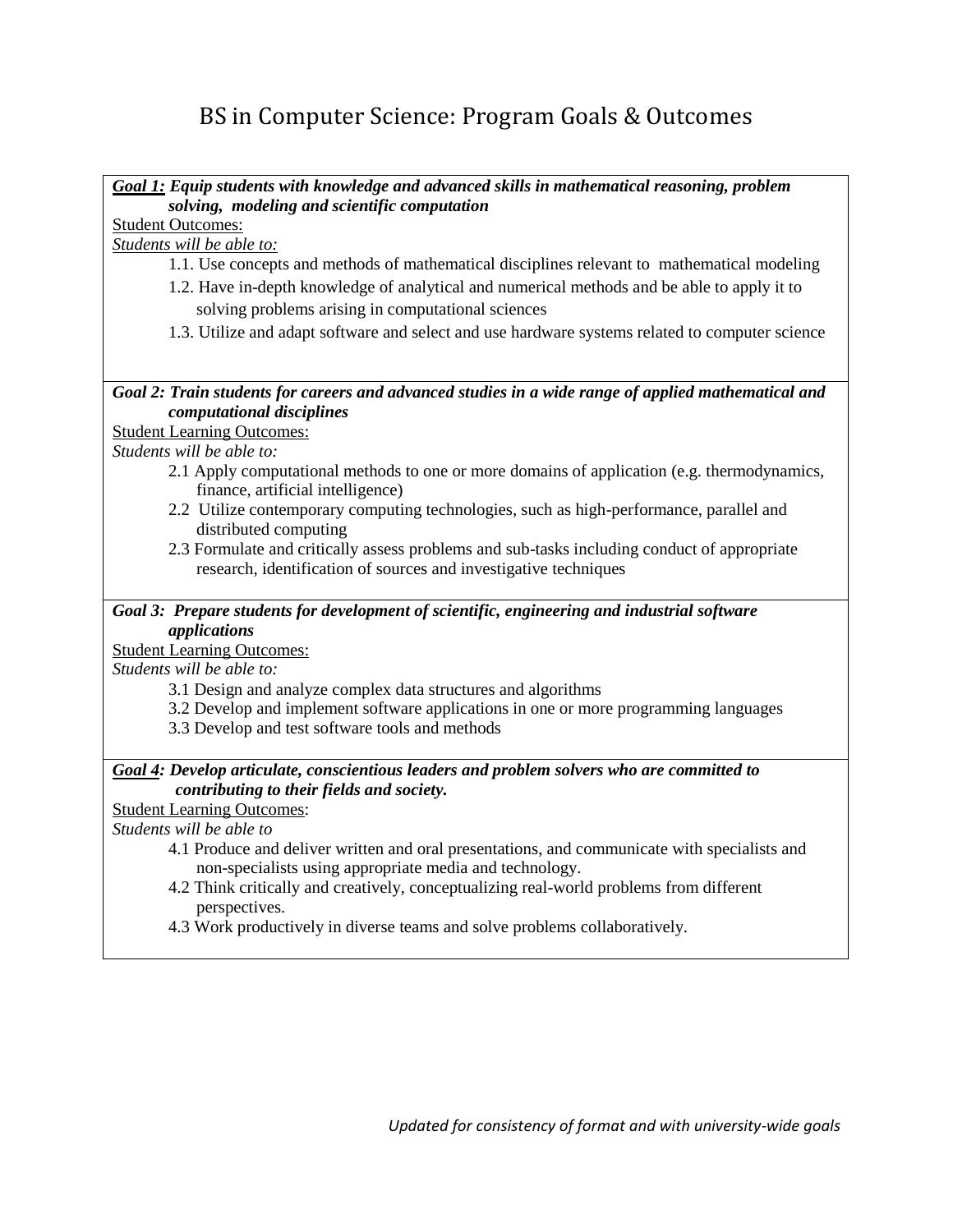# BS in Computer Science: Program Goals & Outcomes

***Goal 1:* Equip students with knowledge and advanced skills in mathematical reasoning, problem solving, modeling and scientific computation**

Student Outcomes:

*Students will be able to:*

1.1. Use concepts and methods of mathematical disciplines relevant to mathematical modeling

1.2. Have in-depth knowledge of analytical and numerical methods and be able to apply it to solving problems arising in computational sciences

1.3. Utilize and adapt software and select and use hardware systems related to computer science

***Goal 2: Train students for careers and advanced studies in a wide range of applied mathematical and computational disciplines***

Student Learning Outcomes:

*Students will be able to:*

2.1 Apply computational methods to one or more domains of application (e.g. thermodynamics, finance, artificial intelligence)

2.2 Utilize contemporary computing technologies, such as high-performance, parallel and distributed computing

2.3 Formulate and critically assess problems and sub-tasks including conduct of appropriate research, identification of sources and investigative techniques

***Goal 3: Prepare students for development of scientific, engineering and industrial software applications***

Student Learning Outcomes:

*Students will be able to:*

3.1 Design and analyze complex data structures and algorithms

3.2 Develop and implement software applications in one or more programming languages

3.3 Develop and test software tools and methods

***Goal 4*: Develop articulate, conscientious leaders and problem solvers who are committed to contributing to their fields and society.**

Student Learning Outcomes:

*Students will be able to*

4.1 Produce and deliver written and oral presentations, and communicate with specialists and non-specialists using appropriate media and technology.

4.2 Think critically and creatively, conceptualizing real-world problems from different perspectives.

4.3 Work productively in diverse teams and solve problems collaboratively.

*Updated for consistency of format and with university-wide goals*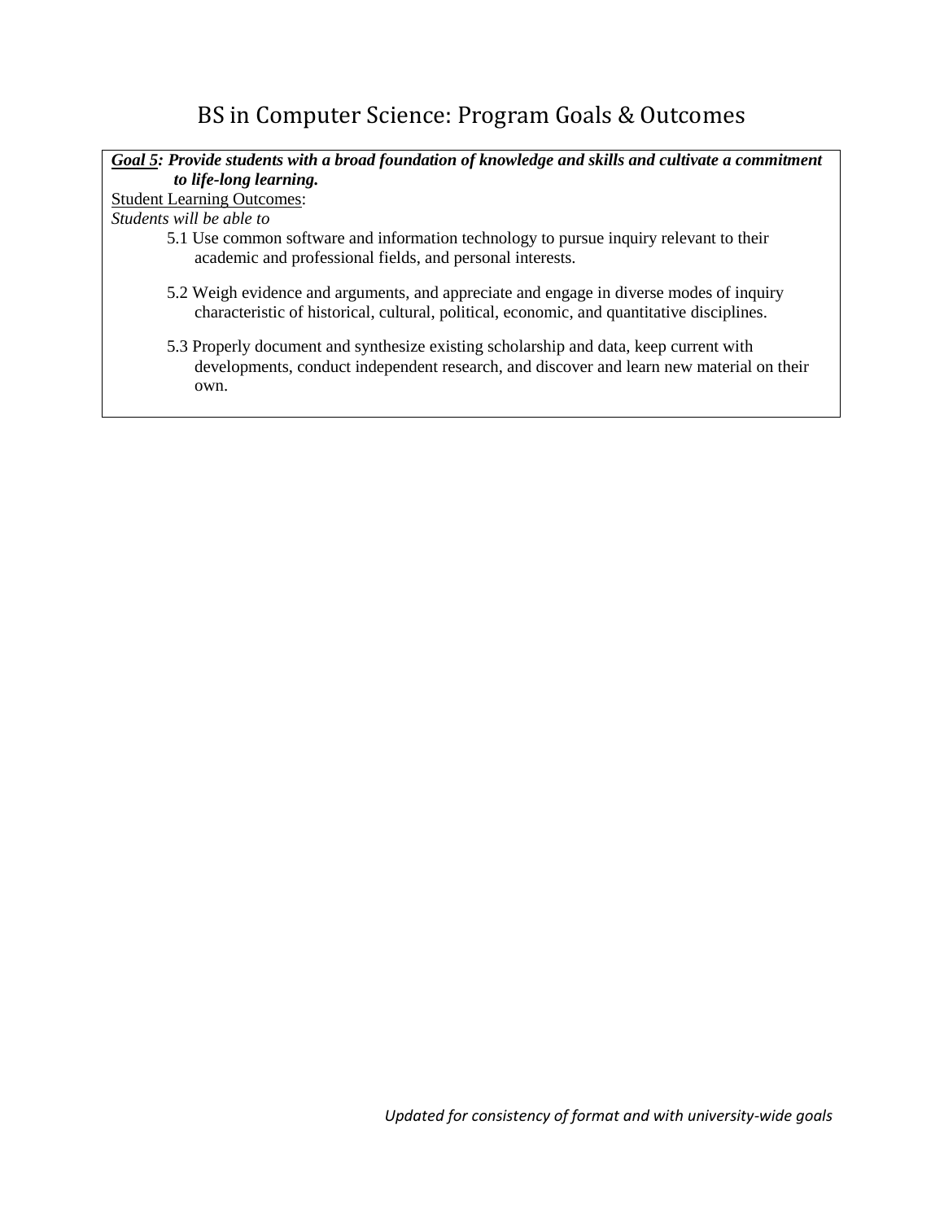# BS in Computer Science: Program Goals & Outcomes

***Goal 5*: Provide students with a broad foundation of knowledge and skills and cultivate a commitment to life-long learning.**

Student Learning Outcomes:

*Students will be able to*

5.1 Use common software and information technology to pursue inquiry relevant to their academic and professional fields, and personal interests.

5.2 Weigh evidence and arguments, and appreciate and engage in diverse modes of inquiry characteristic of historical, cultural, political, economic, and quantitative disciplines.

5.3 Properly document and synthesize existing scholarship and data, keep current with developments, conduct independent research, and discover and learn new material on their own.

*Updated for consistency of format and with university-wide goals*